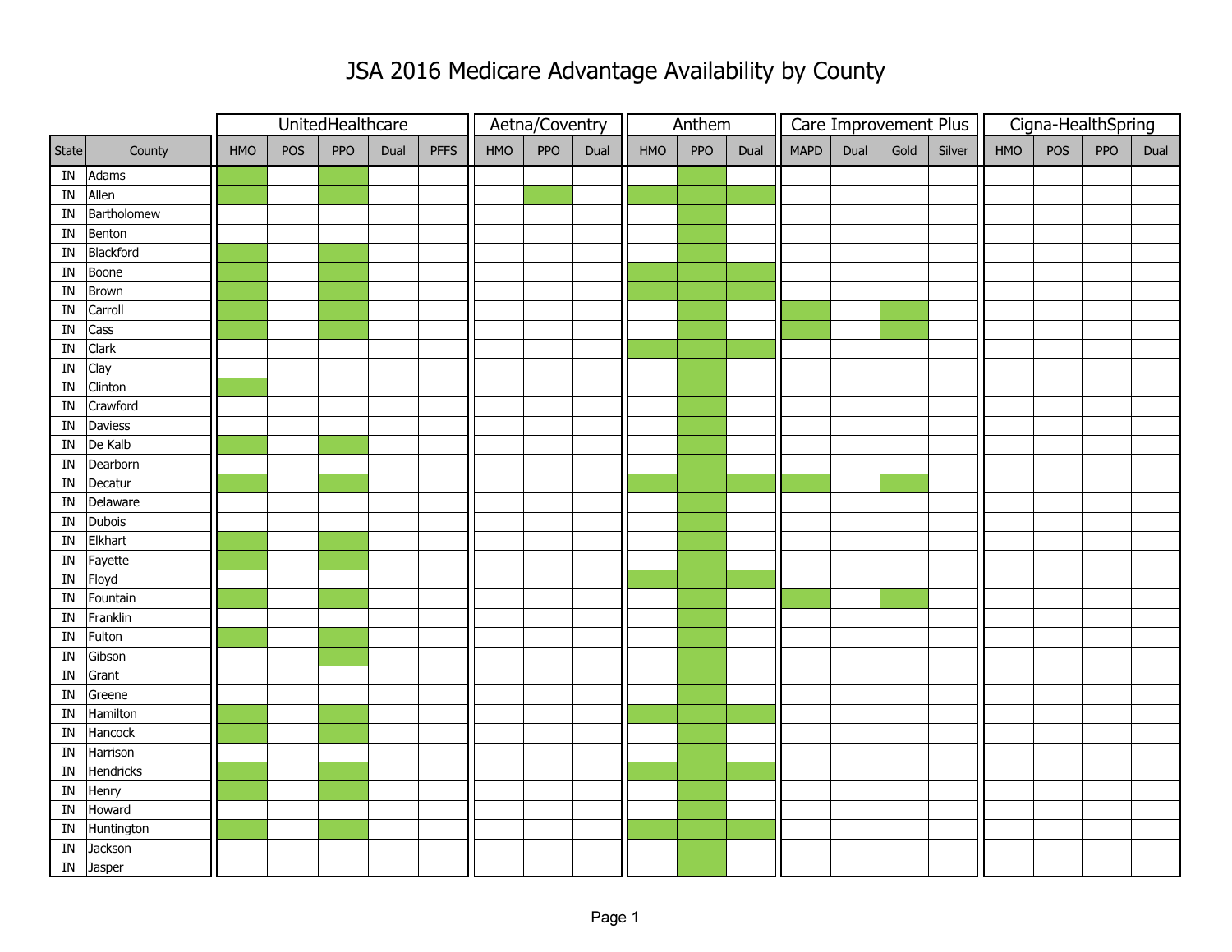# JSA 2016 Medicare Advantage Availability by County

Green-shaded cells on the page are shown as "X".

| | | UnitedHealthcare | | | | | Aetna/Coventry | | | Anthem | | | Care Improvement Plus | | | | Cigna-HealthSpring | | | |
|---|---|---|---|---|---|---|---|---|---|---|---|---|---|---|---|---|---|---|---|---|
| State | County | HMO | POS | PPO | Dual | PFFS | HMO | PPO | Dual | HMO | PPO | Dual | MAPD | Dual | Gold | Silver | HMO | POS | PPO | Dual |
| IN | Adams | X | | X | | | | | | | X | | | | | | | | | |
| IN | Allen | X | | X | | | | X | | X | X | X | | | | | | | | |
| IN | Bartholomew | | | | | | | | | | X | | | | | | | | | |
| IN | Benton | | | | | | | | | | X | | | | | | | | | |
| IN | Blackford | X | | X | | | | | | | X | | | | | | | | | |
| IN | Boone | X | | X | | | | | | X | X | X | | | | | | | | |
| IN | Brown | X | | X | | | | | | X | X | X | | | | | | | | |
| IN | Carroll | X | | X | | | | | | | X | | X | | X | | | | | |
| IN | Cass | X | | X | | | | | | | X | | X | | X | | | | | |
| IN | Clark | | | | | | | | | X | X | X | | | | | | | | |
| IN | Clay | | | | | | | | | | X | | | | | | | | | |
| IN | Clinton | X | | | | | | | | | X | | | | | | | | | |
| IN | Crawford | | | | | | | | | | X | | | | | | | | | |
| IN | Daviess | | | | | | | | | | X | | | | | | | | | |
| IN | De Kalb | X | | X | | | | | | | X | | | | | | | | | |
| IN | Dearborn | | | | | | | | | | X | | | | | | | | | |
| IN | Decatur | X | | X | | | | | | X | X | X | X | | X | | | | | |
| IN | Delaware | | | | | | | | | | X | | | | | | | | | |
| IN | Dubois | | | | | | | | | | X | | | | | | | | | |
| IN | Elkhart | X | | X | | | | | | | X | | | | | | | | | |
| IN | Fayette | X | | X | | | | | | | X | | | | | | | | | |
| IN | Floyd | | | | | | | | | X | X | X | | | | | | | | |
| IN | Fountain | X | | X | | | | | | | X | | X | | X | | | | | |
| IN | Franklin | | | | | | | | | | X | | | | | | | | | |
| IN | Fulton | X | | X | | | | | | | X | | | | | | | | | |
| IN | Gibson | | | X | | | | | | | X | | | | | | | | | |
| IN | Grant | | | | | | | | | | X | | | | | | | | | |
| IN | Greene | | | | | | | | | | X | | | | | | | | | |
| IN | Hamilton | X | | X | | | | | | X | X | X | | | | | | | | |
| IN | Hancock | X | | X | | | | | | | X | | | | | | | | | |
| IN | Harrison | | | | | | | | | | X | | | | | | | | | |
| IN | Hendricks | X | | X | | | | | | X | X | X | | | | | | | | |
| IN | Henry | X | | X | | | | | | | X | | | | | | | | | |
| IN | Howard | | | | | | | | | | X | | | | | | | | | |
| IN | Huntington | X | | X | | | | | | X | X | X | | | | | | | | |
| IN | Jackson | | | | | | | | | | X | | | | | | | | | |
| IN | Jasper | | | | | | | | | | X | | | | | | | | | |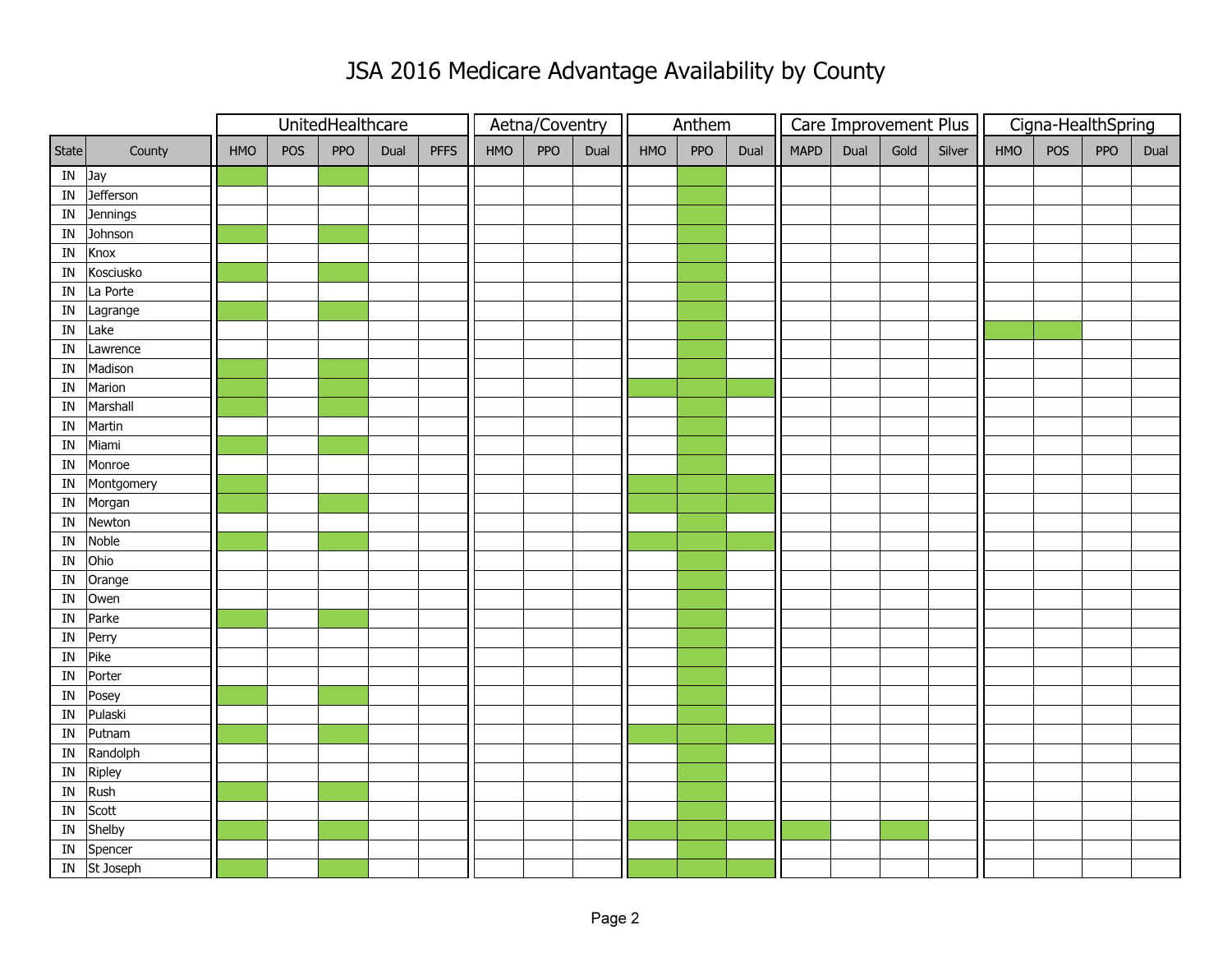# JSA 2016 Medicare Advantage Availability by County

Shaded (available) cells are marked with X.

| State | County | UnitedHealthcare | | | | | Aetna/Coventry | | | Anthem | | | Care Improvement Plus | | | | Cigna-HealthSpring | | | |
|---|---|---|---|---|---|---|---|---|---|---|---|---|---|---|---|---|---|---|---|---|
| | | HMO | POS | PPO | Dual | PFFS | HMO | PPO | Dual | HMO | PPO | Dual | MAPD | Dual | Gold | Silver | HMO | POS | PPO | Dual |
| IN | Jay | X | | X | | | | | | | X | | | | | | | | | |
| IN | Jefferson | | | | | | | | | | X | | | | | | | | | |
| IN | Jennings | | | | | | | | | | X | | | | | | | | | |
| IN | Johnson | X | | X | | | | | | | X | | | | | | | | | |
| IN | Knox | | | | | | | | | | X | | | | | | | | | |
| IN | Kosciusko | X | | X | | | | | | | X | | | | | | | | | |
| IN | La Porte | | | | | | | | | | X | | | | | | | | | |
| IN | Lagrange | X | | X | | | | | | | X | | | | | | | | | |
| IN | Lake | | | | | | | | | | X | | | | | | X | X | | |
| IN | Lawrence | | | | | | | | | | X | | | | | | | | | |
| IN | Madison | X | | X | | | | | | | X | | | | | | | | | |
| IN | Marion | X | | X | | | | | | X | X | X | | | | | | | | |
| IN | Marshall | X | | X | | | | | | | X | | | | | | | | | |
| IN | Martin | | | | | | | | | | X | | | | | | | | | |
| IN | Miami | X | | X | | | | | | | X | | | | | | | | | |
| IN | Monroe | | | | | | | | | | X | | | | | | | | | |
| IN | Montgomery | X | | | | | | | | X | X | X | | | | | | | | |
| IN | Morgan | X | | X | | | | | | X | X | X | | | | | | | | |
| IN | Newton | | | | | | | | | | X | | | | | | | | | |
| IN | Noble | X | | X | | | | | | X | X | X | | | | | | | | |
| IN | Ohio | | | | | | | | | | X | | | | | | | | | |
| IN | Orange | | | | | | | | | | X | | | | | | | | | |
| IN | Owen | | | | | | | | | | X | | | | | | | | | |
| IN | Parke | X | | X | | | | | | | X | | | | | | | | | |
| IN | Perry | | | | | | | | | | X | | | | | | | | | |
| IN | Pike | | | | | | | | | | X | | | | | | | | | |
| IN | Porter | | | | | | | | | | X | | | | | | | | | |
| IN | Posey | X | | X | | | | | | | X | | | | | | | | | |
| IN | Pulaski | | | | | | | | | | X | | | | | | | | | |
| IN | Putnam | X | | X | | | | | | X | X | X | | | | | | | | |
| IN | Randolph | | | | | | | | | | X | | | | | | | | | |
| IN | Ripley | | | | | | | | | | X | | | | | | | | | |
| IN | Rush | X | | X | | | | | | | X | | | | | | | | | |
| IN | Scott | | | | | | | | | | X | | | | | | | | | |
| IN | Shelby | X | | X | | | | | | X | X | X | X | | X | | | | | |
| IN | Spencer | | | | | | | | | | X | | | | | | | | | |
| IN | St Joseph | X | | X | | | | | | X | X | X | | | | | | | | |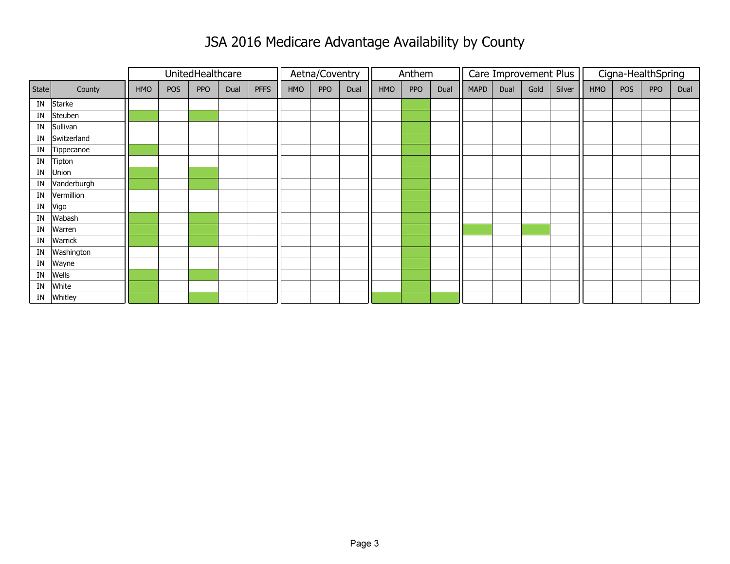# JSA 2016 Medicare Advantage Availability by County

Shaded (available) cells in the original are marked with X.

| | | UnitedHealthcare | | | | | Aetna/Coventry | | | Anthem | | | Care Improvement Plus | | | | Cigna-HealthSpring | | | |
|---|---|---|---|---|---|---|---|---|---|---|---|---|---|---|---|---|---|---|---|---|
| State | County | HMO | POS | PPO | Dual | PFFS | HMO | PPO | Dual | HMO | PPO | Dual | MAPD | Dual | Gold | Silver | HMO | POS | PPO | Dual |
| IN | Starke | | | | | | | | | | X | | | | | | | | | |
| IN | Steuben | X | | X | | | | | | | X | | | | | | | | | |
| IN | Sullivan | | | | | | | | | | X | | | | | | | | | |
| IN | Switzerland | | | | | | | | | | X | | | | | | | | | |
| IN | Tippecanoe | X | | | | | | | | | X | | | | | | | | | |
| IN | Tipton | | | | | | | | | | X | | | | | | | | | |
| IN | Union | X | | X | | | | | | | X | | | | | | | | | |
| IN | Vanderburgh | X | | X | | | | | | | X | | | | | | | | | |
| IN | Vermillion | | | | | | | | | | X | | | | | | | | | |
| IN | Vigo | | | | | | | | | | X | | | | | | | | | |
| IN | Wabash | X | | X | | | | | | | X | | | | | | | | | |
| IN | Warren | X | | X | | | | | | | X | | X | | X | | | | | |
| IN | Warrick | X | | X | | | | | | | X | | | | | | | | | |
| IN | Washington | | | | | | | | | | X | | | | | | | | | |
| IN | Wayne | | | | | | | | | | X | | | | | | | | | |
| IN | Wells | X | | X | | | | | | | X | | | | | | | | | |
| IN | White | X | | | | | | | | | X | | | | | | | | | |
| IN | Whitley | X | | X | | | | | | X | X | X | | | | | | | | |